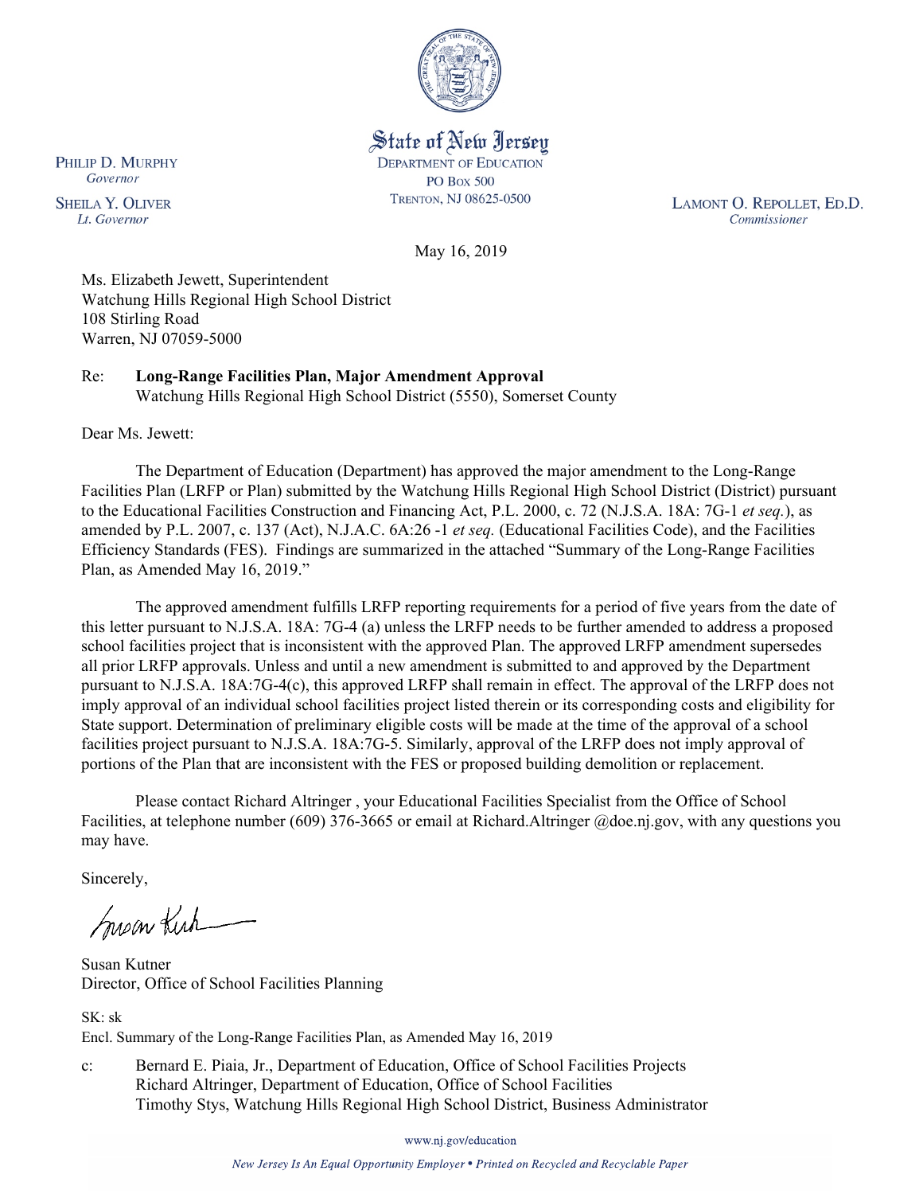State of New Jersey
DEPARTMENT OF EDUCATION
PO BOX 500
TRENTON, NJ 08625-0500

PHILIP D. MURPHY
*Governor*

SHEILA Y. OLIVER
*Lt. Governor*

LAMONT O. REPOLLET, ED.D.
*Commissioner*

May 16, 2019

Ms. Elizabeth Jewett, Superintendent
Watchung Hills Regional High School District
108 Stirling Road
Warren, NJ 07059-5000

Re: **Long-Range Facilities Plan, Major Amendment Approval**
Watchung Hills Regional High School District (5550), Somerset County

Dear Ms. Jewett:

The Department of Education (Department) has approved the major amendment to the Long-Range Facilities Plan (LRFP or Plan) submitted by the Watchung Hills Regional High School District (District) pursuant to the Educational Facilities Construction and Financing Act, P.L. 2000, c. 72 (N.J.S.A. 18A: 7G-1 *et seq.*), as amended by P.L. 2007, c. 137 (Act), N.J.A.C. 6A:26 -1 *et seq.* (Educational Facilities Code), and the Facilities Efficiency Standards (FES). Findings are summarized in the attached "Summary of the Long-Range Facilities Plan, as Amended May 16, 2019."

The approved amendment fulfills LRFP reporting requirements for a period of five years from the date of this letter pursuant to N.J.S.A. 18A: 7G-4 (a) unless the LRFP needs to be further amended to address a proposed school facilities project that is inconsistent with the approved Plan. The approved LRFP amendment supersedes all prior LRFP approvals. Unless and until a new amendment is submitted to and approved by the Department pursuant to N.J.S.A. 18A:7G-4(c), this approved LRFP shall remain in effect. The approval of the LRFP does not imply approval of an individual school facilities project listed therein or its corresponding costs and eligibility for State support. Determination of preliminary eligible costs will be made at the time of the approval of a school facilities project pursuant to N.J.S.A. 18A:7G-5. Similarly, approval of the LRFP does not imply approval of portions of the Plan that are inconsistent with the FES or proposed building demolition or replacement.

Please contact Richard Altringer , your Educational Facilities Specialist from the Office of School Facilities, at telephone number (609) 376-3665 or email at Richard.Altringer @doe.nj.gov, with any questions you may have.

Sincerely,

Susan Kutner
Director, Office of School Facilities Planning

SK: sk
Encl. Summary of the Long-Range Facilities Plan, as Amended May 16, 2019

c: Bernard E. Piaia, Jr., Department of Education, Office of School Facilities Projects
Richard Altringer, Department of Education, Office of School Facilities
Timothy Stys, Watchung Hills Regional High School District, Business Administrator

www.nj.gov/education

*New Jersey Is An Equal Opportunity Employer • Printed on Recycled and Recyclable Paper*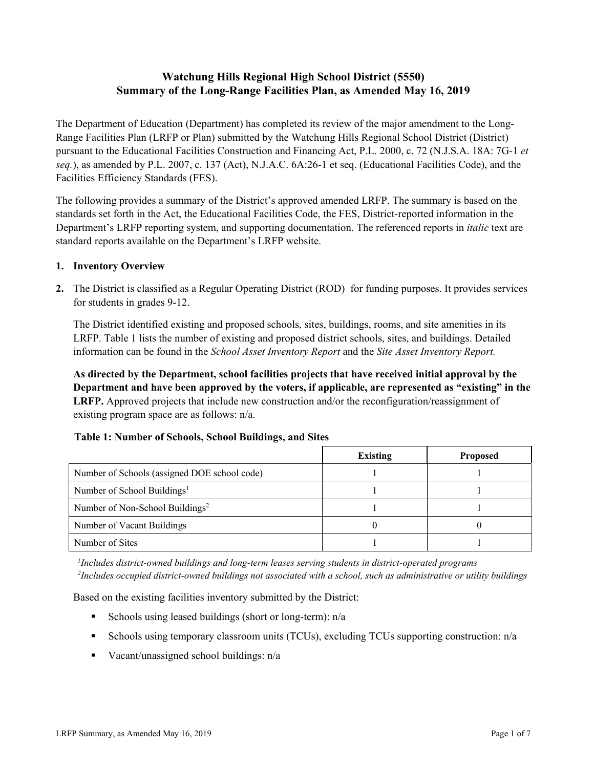## Watchung Hills Regional High School District (5550)
## Summary of the Long-Range Facilities Plan, as Amended May 16, 2019

The Department of Education (Department) has completed its review of the major amendment to the Long-Range Facilities Plan (LRFP or Plan) submitted by the Watchung Hills Regional School District (District) pursuant to the Educational Facilities Construction and Financing Act, P.L. 2000, c. 72 (N.J.S.A. 18A: 7G-1 *et seq.*), as amended by P.L. 2007, c. 137 (Act), N.J.A.C. 6A:26-1 et seq. (Educational Facilities Code), and the Facilities Efficiency Standards (FES).

The following provides a summary of the District's approved amended LRFP. The summary is based on the standards set forth in the Act, the Educational Facilities Code, the FES, District-reported information in the Department's LRFP reporting system, and supporting documentation. The referenced reports in *italic* text are standard reports available on the Department's LRFP website.

1. **Inventory Overview**

2. The District is classified as a Regular Operating District (ROD) for funding purposes. It provides services for students in grades 9-12.

   The District identified existing and proposed schools, sites, buildings, rooms, and site amenities in its LRFP. Table 1 lists the number of existing and proposed district schools, sites, and buildings. Detailed information can be found in the *School Asset Inventory Report* and the *Site Asset Inventory Report.*

   **As directed by the Department, school facilities projects that have received initial approval by the Department and have been approved by the voters, if applicable, are represented as "existing" in the LRFP.** Approved projects that include new construction and/or the reconfiguration/reassignment of existing program space are as follows: n/a.

**Table 1: Number of Schools, School Buildings, and Sites**

| | Existing | Proposed |
|---|---|---|
| Number of Schools (assigned DOE school code) | 1 | 1 |
| Number of School Buildings[1] | 1 | 1 |
| Number of Non-School Buildings[2] | 1 | 1 |
| Number of Vacant Buildings | 0 | 0 |
| Number of Sites | 1 | 1 |

*[1]Includes district-owned buildings and long-term leases serving students in district-operated programs*
*[2]Includes occupied district-owned buildings not associated with a school, such as administrative or utility buildings*

Based on the existing facilities inventory submitted by the District:

- Schools using leased buildings (short or long-term): n/a
- Schools using temporary classroom units (TCUs), excluding TCUs supporting construction: n/a
- Vacant/unassigned school buildings: n/a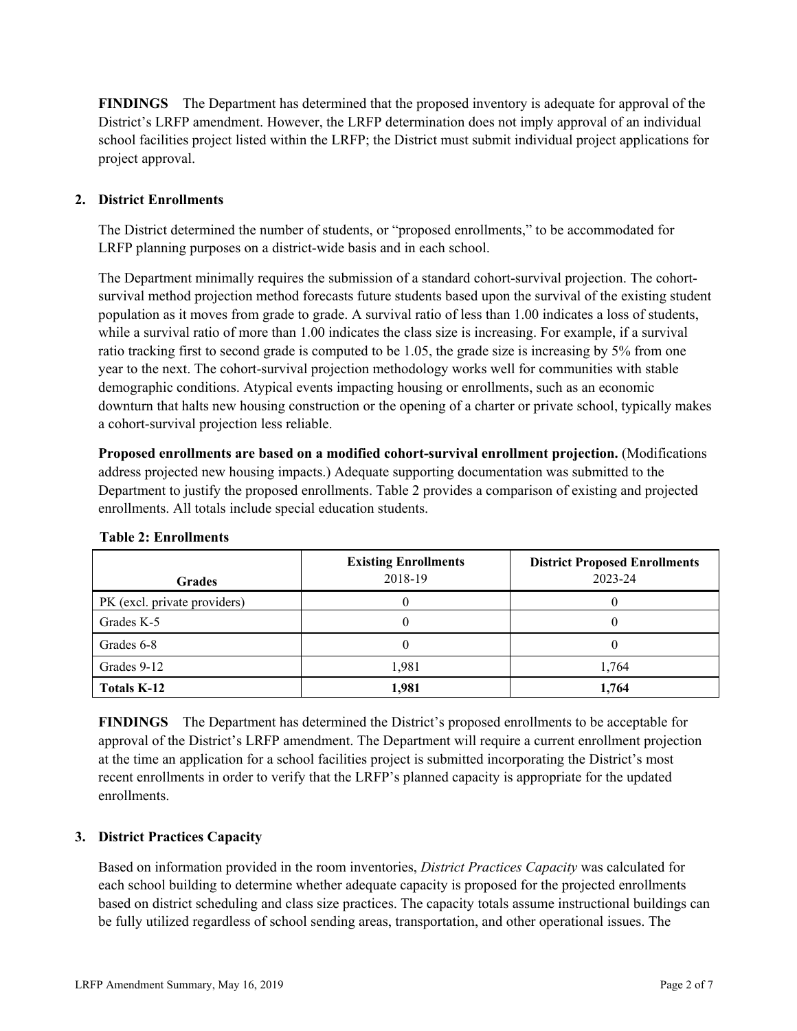**FINDINGS** The Department has determined that the proposed inventory is adequate for approval of the District's LRFP amendment. However, the LRFP determination does not imply approval of an individual school facilities project listed within the LRFP; the District must submit individual project applications for project approval.

## 2. District Enrollments

The District determined the number of students, or "proposed enrollments," to be accommodated for LRFP planning purposes on a district-wide basis and in each school.

The Department minimally requires the submission of a standard cohort-survival projection. The cohort-survival method projection method forecasts future students based upon the survival of the existing student population as it moves from grade to grade. A survival ratio of less than 1.00 indicates a loss of students, while a survival ratio of more than 1.00 indicates the class size is increasing. For example, if a survival ratio tracking first to second grade is computed to be 1.05, the grade size is increasing by 5% from one year to the next. The cohort-survival projection methodology works well for communities with stable demographic conditions. Atypical events impacting housing or enrollments, such as an economic downturn that halts new housing construction or the opening of a charter or private school, typically makes a cohort-survival projection less reliable.

**Proposed enrollments are based on a modified cohort-survival enrollment projection.** (Modifications address projected new housing impacts.) Adequate supporting documentation was submitted to the Department to justify the proposed enrollments. Table 2 provides a comparison of existing and projected enrollments. All totals include special education students.

**Table 2: Enrollments**

| Grades | Existing Enrollments 2018-19 | District Proposed Enrollments 2023-24 |
|---|---|---|
| PK (excl. private providers) | 0 | 0 |
| Grades K-5 | 0 | 0 |
| Grades 6-8 | 0 | 0 |
| Grades 9-12 | 1,981 | 1,764 |
| **Totals K-12** | **1,981** | **1,764** |

**FINDINGS** The Department has determined the District's proposed enrollments to be acceptable for approval of the District's LRFP amendment. The Department will require a current enrollment projection at the time an application for a school facilities project is submitted incorporating the District's most recent enrollments in order to verify that the LRFP's planned capacity is appropriate for the updated enrollments.

## 3. District Practices Capacity

Based on information provided in the room inventories, *District Practices Capacity* was calculated for each school building to determine whether adequate capacity is proposed for the projected enrollments based on district scheduling and class size practices. The capacity totals assume instructional buildings can be fully utilized regardless of school sending areas, transportation, and other operational issues. The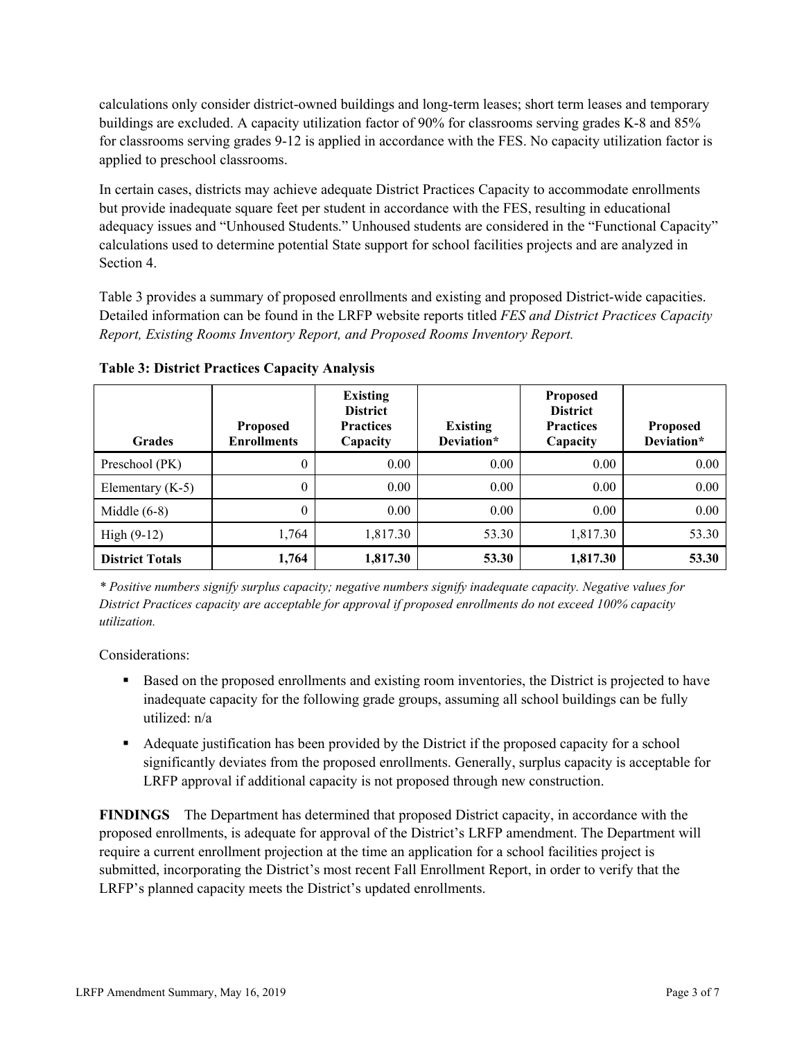calculations only consider district-owned buildings and long-term leases; short term leases and temporary buildings are excluded. A capacity utilization factor of 90% for classrooms serving grades K-8 and 85% for classrooms serving grades 9-12 is applied in accordance with the FES. No capacity utilization factor is applied to preschool classrooms.

In certain cases, districts may achieve adequate District Practices Capacity to accommodate enrollments but provide inadequate square feet per student in accordance with the FES, resulting in educational adequacy issues and "Unhoused Students." Unhoused students are considered in the "Functional Capacity" calculations used to determine potential State support for school facilities projects and are analyzed in Section 4.

Table 3 provides a summary of proposed enrollments and existing and proposed District-wide capacities. Detailed information can be found in the LRFP website reports titled *FES and District Practices Capacity Report, Existing Rooms Inventory Report, and Proposed Rooms Inventory Report.*

**Table 3: District Practices Capacity Analysis**

| Grades | Proposed Enrollments | Existing District Practices Capacity | Existing Deviation* | Proposed District Practices Capacity | Proposed Deviation* |
|---|---|---|---|---|---|
| Preschool (PK) | 0 | 0.00 | 0.00 | 0.00 | 0.00 |
| Elementary (K-5) | 0 | 0.00 | 0.00 | 0.00 | 0.00 |
| Middle (6-8) | 0 | 0.00 | 0.00 | 0.00 | 0.00 |
| High (9-12) | 1,764 | 1,817.30 | 53.30 | 1,817.30 | 53.30 |
| **District Totals** | **1,764** | **1,817.30** | **53.30** | **1,817.30** | **53.30** |

*\* Positive numbers signify surplus capacity; negative numbers signify inadequate capacity. Negative values for District Practices capacity are acceptable for approval if proposed enrollments do not exceed 100% capacity utilization.*

Considerations:

- Based on the proposed enrollments and existing room inventories, the District is projected to have inadequate capacity for the following grade groups, assuming all school buildings can be fully utilized: n/a
- Adequate justification has been provided by the District if the proposed capacity for a school significantly deviates from the proposed enrollments. Generally, surplus capacity is acceptable for LRFP approval if additional capacity is not proposed through new construction.

**FINDINGS** The Department has determined that proposed District capacity, in accordance with the proposed enrollments, is adequate for approval of the District's LRFP amendment. The Department will require a current enrollment projection at the time an application for a school facilities project is submitted, incorporating the District's most recent Fall Enrollment Report, in order to verify that the LRFP's planned capacity meets the District's updated enrollments.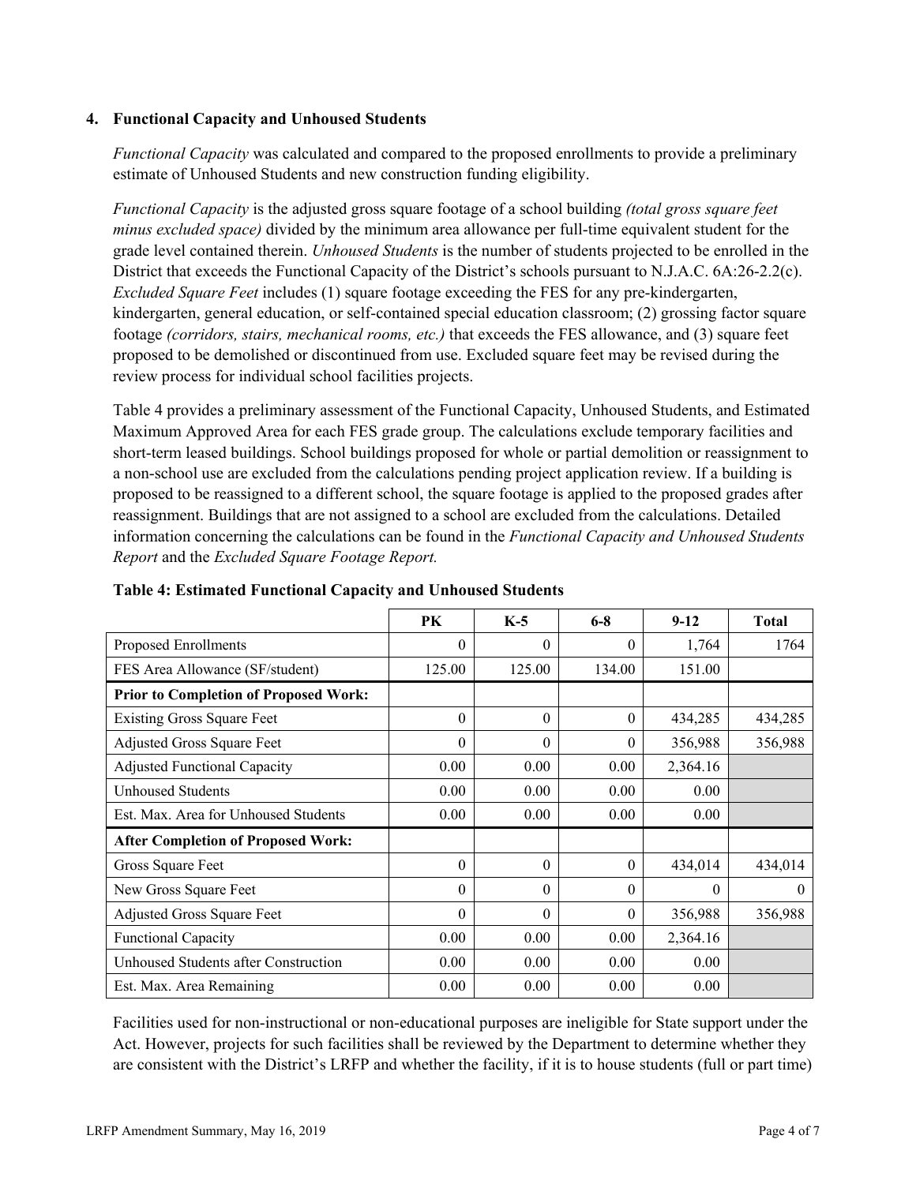### 4. Functional Capacity and Unhoused Students

*Functional Capacity* was calculated and compared to the proposed enrollments to provide a preliminary estimate of Unhoused Students and new construction funding eligibility.

*Functional Capacity* is the adjusted gross square footage of a school building *(total gross square feet minus excluded space)* divided by the minimum area allowance per full-time equivalent student for the grade level contained therein. *Unhoused Students* is the number of students projected to be enrolled in the District that exceeds the Functional Capacity of the District's schools pursuant to N.J.A.C. 6A:26-2.2(c). *Excluded Square Feet* includes (1) square footage exceeding the FES for any pre-kindergarten, kindergarten, general education, or self-contained special education classroom; (2) grossing factor square footage *(corridors, stairs, mechanical rooms, etc.)* that exceeds the FES allowance, and (3) square feet proposed to be demolished or discontinued from use. Excluded square feet may be revised during the review process for individual school facilities projects.

Table 4 provides a preliminary assessment of the Functional Capacity, Unhoused Students, and Estimated Maximum Approved Area for each FES grade group. The calculations exclude temporary facilities and short-term leased buildings. School buildings proposed for whole or partial demolition or reassignment to a non-school use are excluded from the calculations pending project application review. If a building is proposed to be reassigned to a different school, the square footage is applied to the proposed grades after reassignment. Buildings that are not assigned to a school are excluded from the calculations. Detailed information concerning the calculations can be found in the *Functional Capacity and Unhoused Students Report* and the *Excluded Square Footage Report.*

**Table 4: Estimated Functional Capacity and Unhoused Students**

| | PK | K-5 | 6-8 | 9-12 | Total |
|---|---|---|---|---|---|
| Proposed Enrollments | 0 | 0 | 0 | 1,764 | 1764 |
| FES Area Allowance (SF/student) | 125.00 | 125.00 | 134.00 | 151.00 | |
| **Prior to Completion of Proposed Work:** | | | | | |
| Existing Gross Square Feet | 0 | 0 | 0 | 434,285 | 434,285 |
| Adjusted Gross Square Feet | 0 | 0 | 0 | 356,988 | 356,988 |
| Adjusted Functional Capacity | 0.00 | 0.00 | 0.00 | 2,364.16 | |
| Unhoused Students | 0.00 | 0.00 | 0.00 | 0.00 | |
| Est. Max. Area for Unhoused Students | 0.00 | 0.00 | 0.00 | 0.00 | |
| **After Completion of Proposed Work:** | | | | | |
| Gross Square Feet | 0 | 0 | 0 | 434,014 | 434,014 |
| New Gross Square Feet | 0 | 0 | 0 | 0 | 0 |
| Adjusted Gross Square Feet | 0 | 0 | 0 | 356,988 | 356,988 |
| Functional Capacity | 0.00 | 0.00 | 0.00 | 2,364.16 | |
| Unhoused Students after Construction | 0.00 | 0.00 | 0.00 | 0.00 | |
| Est. Max. Area Remaining | 0.00 | 0.00 | 0.00 | 0.00 | |

Facilities used for non-instructional or non-educational purposes are ineligible for State support under the Act. However, projects for such facilities shall be reviewed by the Department to determine whether they are consistent with the District's LRFP and whether the facility, if it is to house students (full or part time)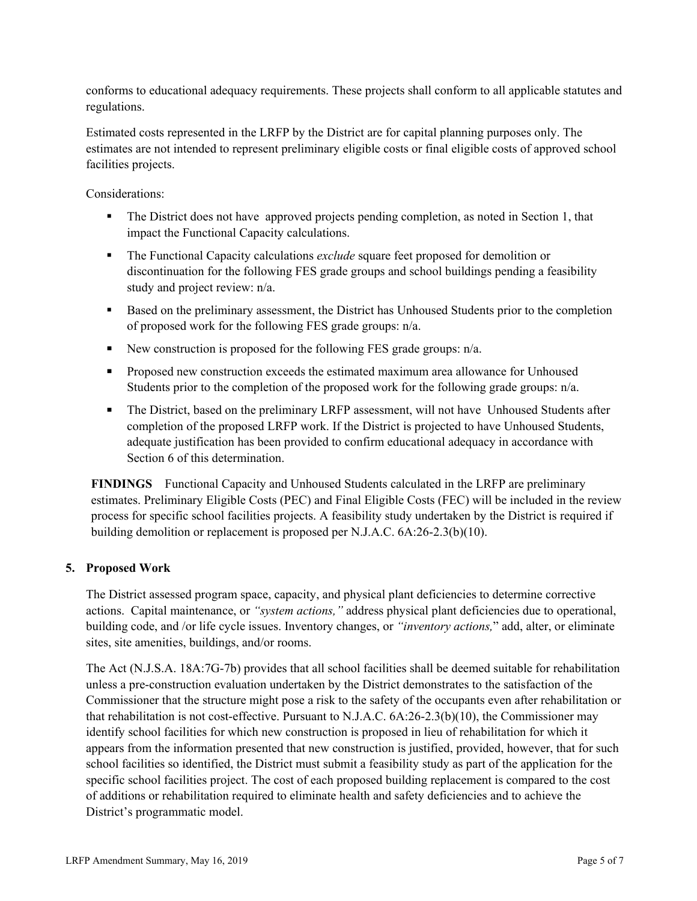conforms to educational adequacy requirements. These projects shall conform to all applicable statutes and regulations.

Estimated costs represented in the LRFP by the District are for capital planning purposes only. The estimates are not intended to represent preliminary eligible costs or final eligible costs of approved school facilities projects.

Considerations:

- The District does not have approved projects pending completion, as noted in Section 1, that impact the Functional Capacity calculations.
- The Functional Capacity calculations *exclude* square feet proposed for demolition or discontinuation for the following FES grade groups and school buildings pending a feasibility study and project review: n/a.
- Based on the preliminary assessment, the District has Unhoused Students prior to the completion of proposed work for the following FES grade groups: n/a.
- New construction is proposed for the following FES grade groups: n/a.
- Proposed new construction exceeds the estimated maximum area allowance for Unhoused Students prior to the completion of the proposed work for the following grade groups: n/a.
- The District, based on the preliminary LRFP assessment, will not have Unhoused Students after completion of the proposed LRFP work. If the District is projected to have Unhoused Students, adequate justification has been provided to confirm educational adequacy in accordance with Section 6 of this determination.

**FINDINGS** Functional Capacity and Unhoused Students calculated in the LRFP are preliminary estimates. Preliminary Eligible Costs (PEC) and Final Eligible Costs (FEC) will be included in the review process for specific school facilities projects. A feasibility study undertaken by the District is required if building demolition or replacement is proposed per N.J.A.C. 6A:26-2.3(b)(10).

## 5. Proposed Work

The District assessed program space, capacity, and physical plant deficiencies to determine corrective actions. Capital maintenance, or *"system actions,"* address physical plant deficiencies due to operational, building code, and /or life cycle issues. Inventory changes, or *"inventory actions,"* add, alter, or eliminate sites, site amenities, buildings, and/or rooms.

The Act (N.J.S.A. 18A:7G-7b) provides that all school facilities shall be deemed suitable for rehabilitation unless a pre-construction evaluation undertaken by the District demonstrates to the satisfaction of the Commissioner that the structure might pose a risk to the safety of the occupants even after rehabilitation or that rehabilitation is not cost-effective. Pursuant to N.J.A.C. 6A:26-2.3(b)(10), the Commissioner may identify school facilities for which new construction is proposed in lieu of rehabilitation for which it appears from the information presented that new construction is justified, provided, however, that for such school facilities so identified, the District must submit a feasibility study as part of the application for the specific school facilities project. The cost of each proposed building replacement is compared to the cost of additions or rehabilitation required to eliminate health and safety deficiencies and to achieve the District's programmatic model.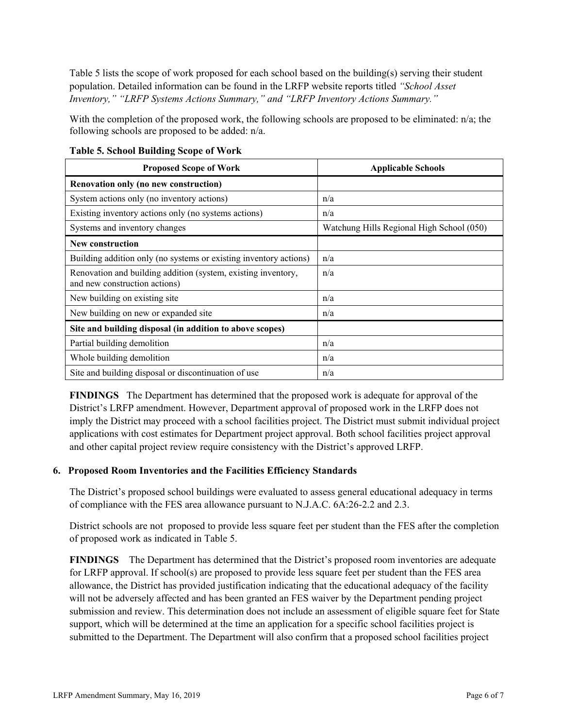Table 5 lists the scope of work proposed for each school based on the building(s) serving their student population. Detailed information can be found in the LRFP website reports titled *"School Asset Inventory," "LRFP Systems Actions Summary," and "LRFP Inventory Actions Summary."*

With the completion of the proposed work, the following schools are proposed to be eliminated: n/a; the following schools are proposed to be added: n/a.

**Table 5. School Building Scope of Work**

| Proposed Scope of Work | Applicable Schools |
|---|---|
| **Renovation only (no new construction)** | |
| System actions only (no inventory actions) | n/a |
| Existing inventory actions only (no systems actions) | n/a |
| Systems and inventory changes | Watchung Hills Regional High School (050) |
| **New construction** | |
| Building addition only (no systems or existing inventory actions) | n/a |
| Renovation and building addition (system, existing inventory, and new construction actions) | n/a |
| New building on existing site | n/a |
| New building on new or expanded site | n/a |
| **Site and building disposal (in addition to above scopes)** | |
| Partial building demolition | n/a |
| Whole building demolition | n/a |
| Site and building disposal or discontinuation of use | n/a |

**FINDINGS** The Department has determined that the proposed work is adequate for approval of the District's LRFP amendment. However, Department approval of proposed work in the LRFP does not imply the District may proceed with a school facilities project. The District must submit individual project applications with cost estimates for Department project approval. Both school facilities project approval and other capital project review require consistency with the District's approved LRFP.

### 6. Proposed Room Inventories and the Facilities Efficiency Standards

The District's proposed school buildings were evaluated to assess general educational adequacy in terms of compliance with the FES area allowance pursuant to N.J.A.C. 6A:26-2.2 and 2.3.

District schools are not proposed to provide less square feet per student than the FES after the completion of proposed work as indicated in Table 5.

**FINDINGS** The Department has determined that the District's proposed room inventories are adequate for LRFP approval. If school(s) are proposed to provide less square feet per student than the FES area allowance, the District has provided justification indicating that the educational adequacy of the facility will not be adversely affected and has been granted an FES waiver by the Department pending project submission and review. This determination does not include an assessment of eligible square feet for State support, which will be determined at the time an application for a specific school facilities project is submitted to the Department. The Department will also confirm that a proposed school facilities project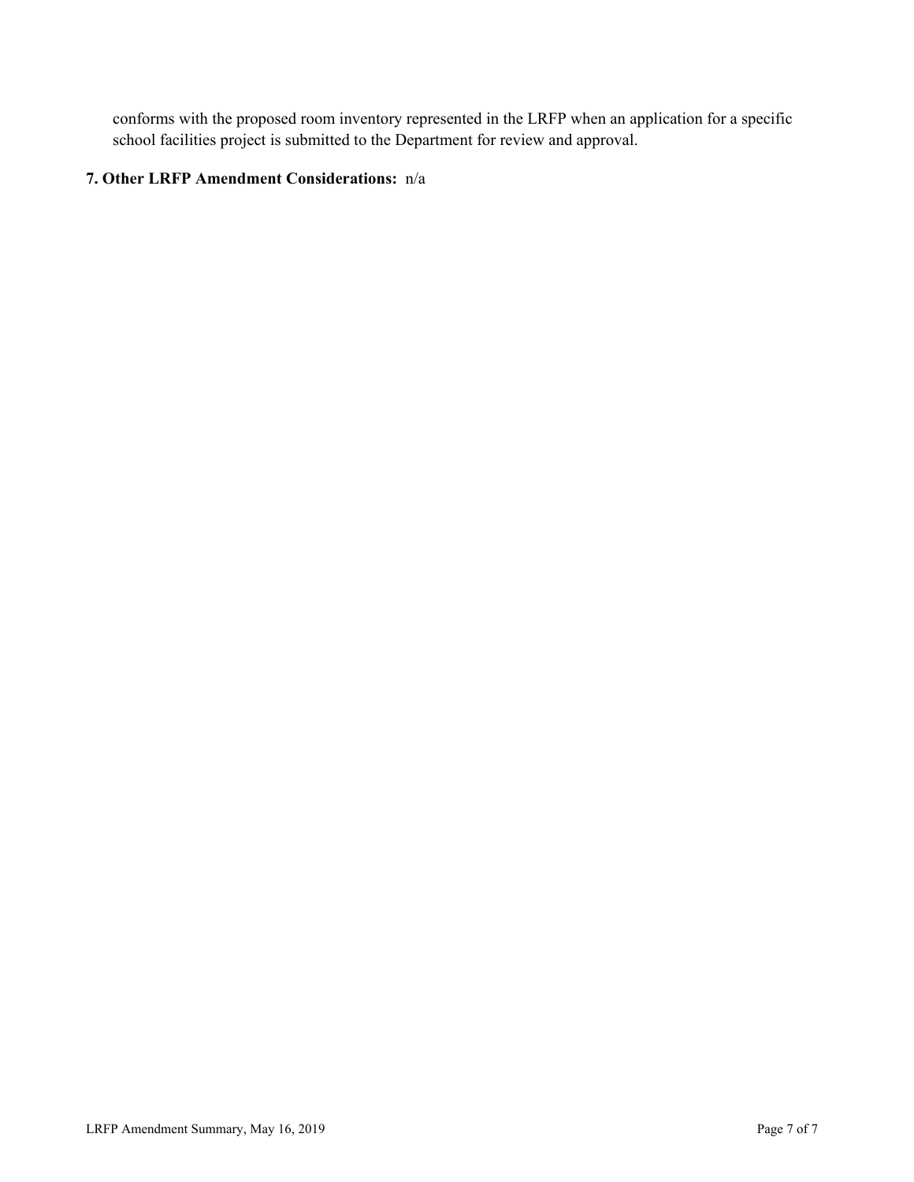conforms with the proposed room inventory represented in the LRFP when an application for a specific school facilities project is submitted to the Department for review and approval.

**7. Other LRFP Amendment Considerations:** n/a